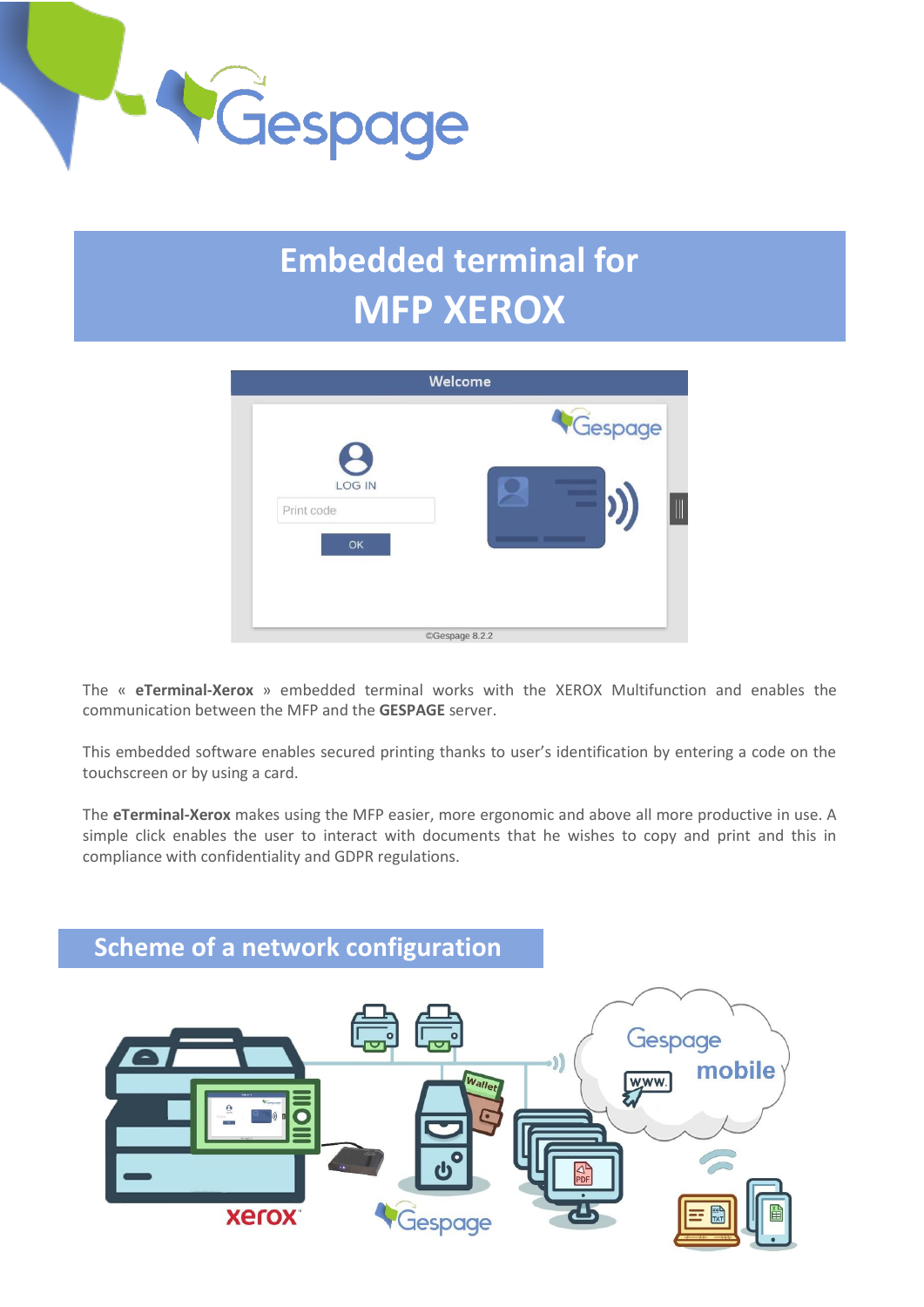# Embedded terminal for MFP XEROX

The « **eTerminal-Xerox** » embedded terminal works with the XEROX Multifunction and enables the communication between the MFP and the **GESPAGE** server.

This embedded software enables secured printing thanks to user's identification by entering a code on the touchscreen or by using a card.

The **eTerminal-Xerox** makes using the MFP easier, more ergonomic and above all more productive in use. A simple click enables the user to interact with documents that he wishes to copy and print and this in compliance with confidentiality and GDPR regulations.

## Scheme of a network configuration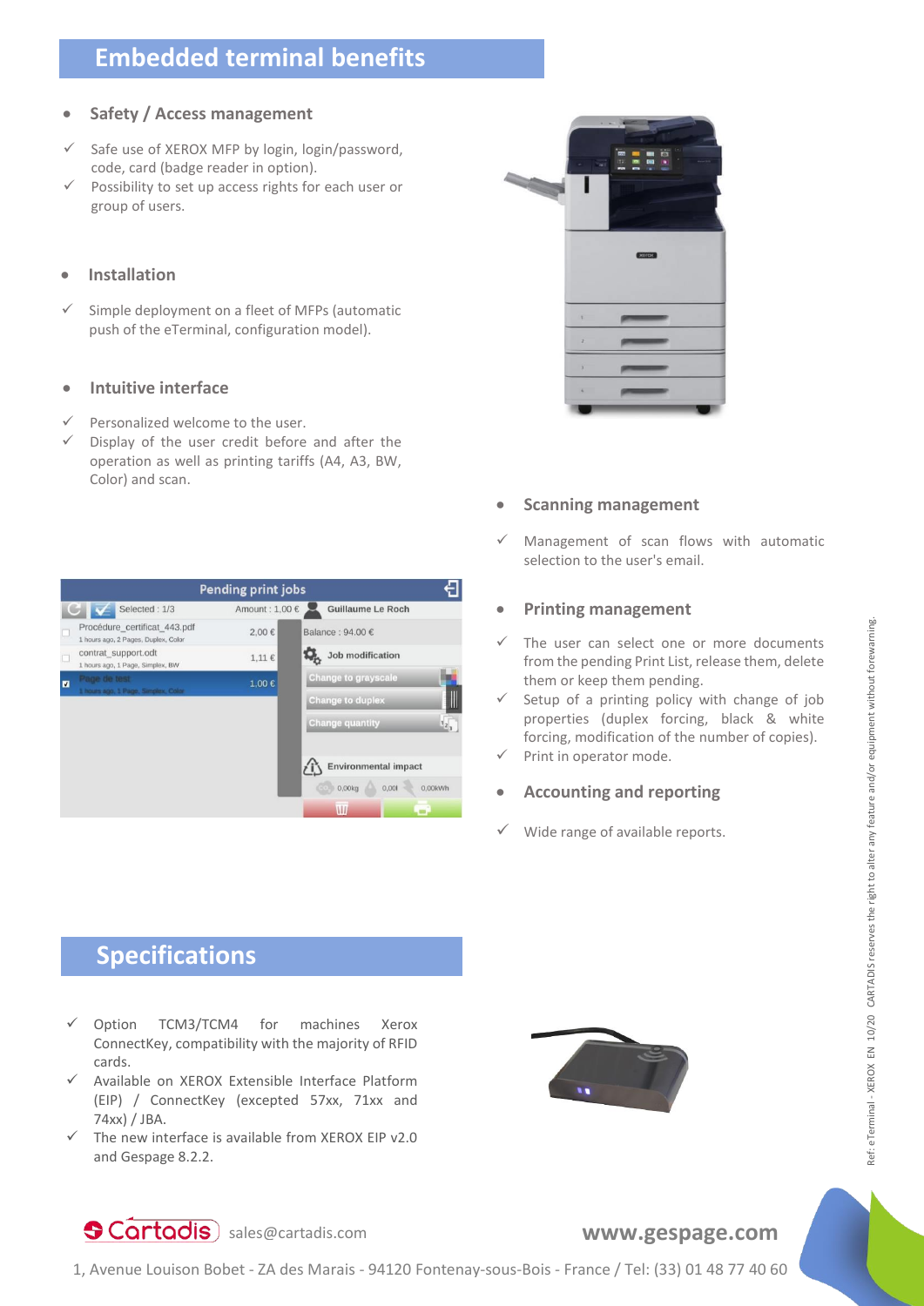## Embedded terminal benefits

- **Safety / Access management**

✓ Safe use of XEROX MFP by login, login/password, code, card (badge reader in option).
✓ Possibility to set up access rights for each user or group of users.

- **Installation**

✓ Simple deployment on a fleet of MFPs (automatic push of the eTerminal, configuration model).

- **Intuitive interface**

✓ Personalized welcome to the user.
✓ Display of the user credit before and after the operation as well as printing tariffs (A4, A3, BW, Color) and scan.

- **Scanning management**

✓ Management of scan flows with automatic selection to the user's email.

- **Printing management**

✓ The user can select one or more documents from the pending Print List, release them, delete them or keep them pending.
✓ Setup of a printing policy with change of job properties (duplex forcing, black & white forcing, modification of the number of copies).
✓ Print in operator mode.

- **Accounting and reporting**

✓ Wide range of available reports.

## Specifications

✓ Option TCM3/TCM4 for machines Xerox ConnectKey, compatibility with the majority of RFID cards.
✓ Available on XEROX Extensible Interface Platform (EIP) / ConnectKey (excepted 57xx, 71xx and 74xx) / JBA.
✓ The new interface is available from XEROX EIP v2.0 and Gespage 8.2.2.

Ref: eTerminal - XEROX EN 10/20 CARTADIS reserves the right to alter any feature and/or equipment without forewarning.

Cartadis sales@cartadis.com www.gespage.com

1, Avenue Louison Bobet - ZA des Marais - 94120 Fontenay-sous-Bois - France / Tel: (33) 01 48 77 40 60